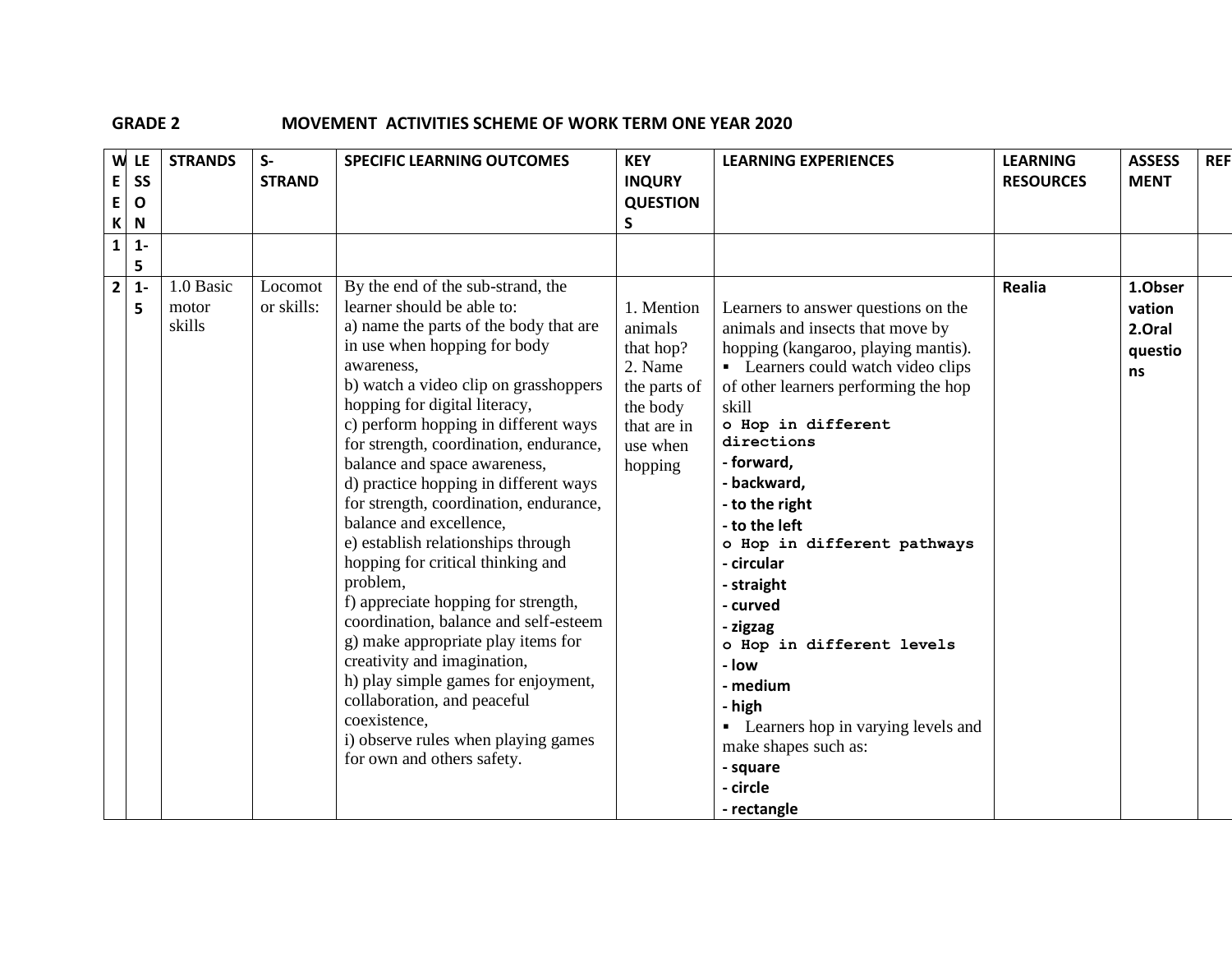**GRADE 2 MOVEMENT ACTIVITIES SCHEME OF WORK TERM ONE YEAR 2020**

| WEEK | LESSON | STRANDS | S-STRAND | SPECIFIC LEARNING OUTCOMES | KEY INQURY QUESTIONS | LEARNING EXPERIENCES | LEARNING RESOURCES | ASSESSMENT | REF |
|---|---|---|---|---|---|---|---|---|---|
| 1 | 1-5 | | | | | | | | |
| 2 | 1-5 | 1.0 Basic motor skills | Locomotor skills: | By the end of the sub-strand, the learner should be able to:<br>a) name the parts of the body that are in use when hopping for body awareness,<br>b) watch a video clip on grasshoppers hopping for digital literacy,<br>c) perform hopping in different ways for strength, coordination, endurance, balance and space awareness,<br>d) practice hopping in different ways for strength, coordination, endurance, balance and excellence,<br>e) establish relationships through hopping for critical thinking and problem,<br>f) appreciate hopping for strength, coordination, balance and self-esteem<br>g) make appropriate play items for creativity and imagination,<br>h) play simple games for enjoyment, collaboration, and peaceful coexistence,<br>i) observe rules when playing games for own and others safety. | 1. Mention animals that hop?<br>2. Name the parts of the body that are in use when hopping | Learners to answer questions on the animals and insects that move by hopping (kangaroo, playing mantis).<br>▪ Learners could watch video clips of other learners performing the hop skill<br>o Hop in different directions<br>**- forward,**<br>**- backward,**<br>**- to the right**<br>**- to the left**<br>o Hop in different pathways<br>**- circular**<br>**- straight**<br>**- curved**<br>**- zigzag**<br>o Hop in different levels<br>**- low**<br>**- medium**<br>**- high**<br>▪ Learners hop in varying levels and make shapes such as:<br>**- square**<br>**- circle**<br>**- rectangle** | **Realia** | **1.Observation**<br>**2.Oral questions** | |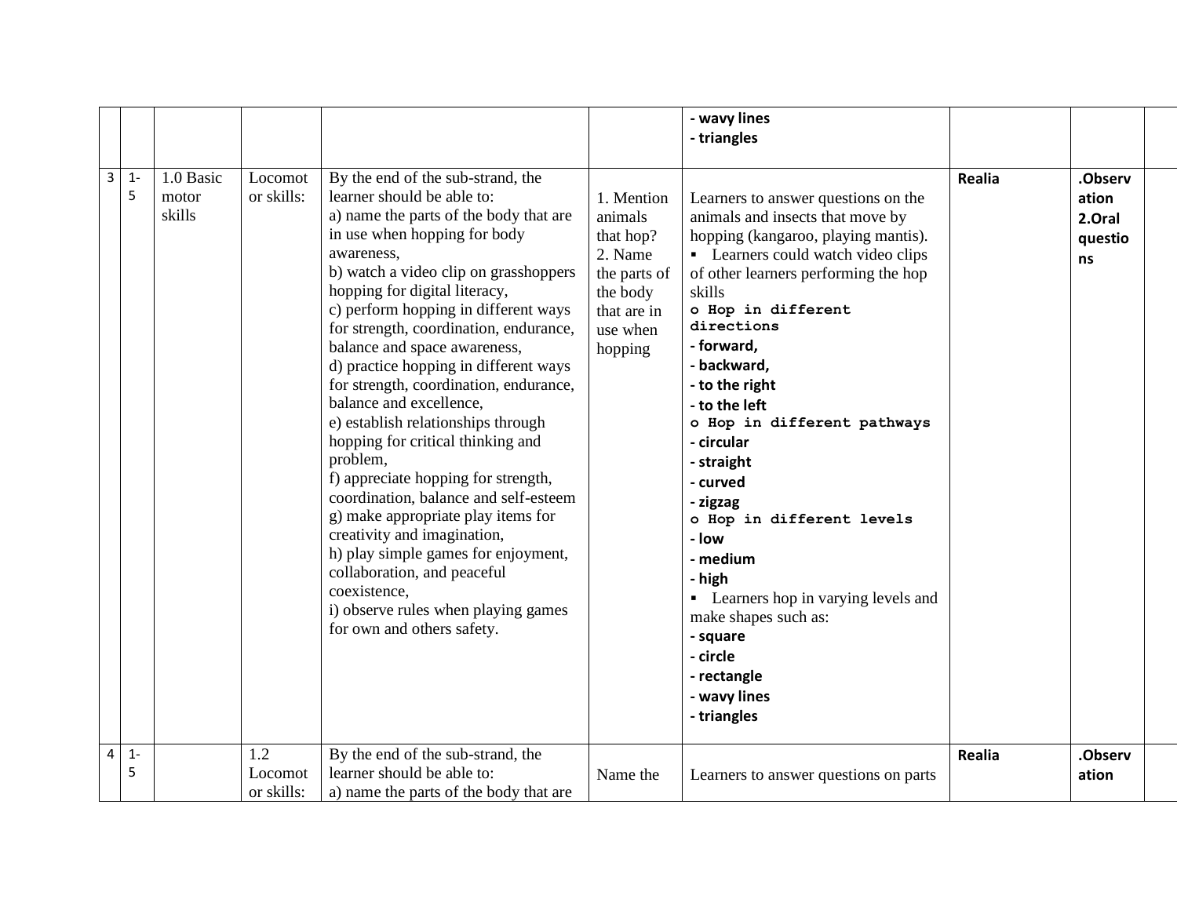| | | | | | | | | | |
|---|---|---|---|---|---|---|---|---|---|
| | | | | | | **- wavy lines**<br>**- triangles** | | | |
| 3 | 1-5 | 1.0 Basic motor skills | Locomotor skills: | By the end of the sub-strand, the learner should be able to:<br>a) name the parts of the body that are in use when hopping for body awareness,<br>b) watch a video clip on grasshoppers hopping for digital literacy,<br>c) perform hopping in different ways for strength, coordination, endurance, balance and space awareness,<br>d) practice hopping in different ways for strength, coordination, endurance, balance and excellence,<br>e) establish relationships through hopping for critical thinking and problem,<br>f) appreciate hopping for strength, coordination, balance and self-esteem<br>g) make appropriate play items for creativity and imagination,<br>h) play simple games for enjoyment, collaboration, and peaceful coexistence,<br>i) observe rules when playing games for own and others safety. | 1. Mention animals that hop?<br>2. Name the parts of the body that are in use when hopping | Learners to answer questions on the animals and insects that move by hopping (kangaroo, playing mantis).<br>▪ Learners could watch video clips of other learners performing the hop skills<br>**o Hop in different directions**<br>**- forward,**<br>**- backward,**<br>**- to the right**<br>**- to the left**<br>**o Hop in different pathways**<br>**- circular**<br>**- straight**<br>**- curved**<br>**- zigzag**<br>**o Hop in different levels**<br>**- low**<br>**- medium**<br>**- high**<br>▪ Learners hop in varying levels and make shapes such as:<br>**- square**<br>**- circle**<br>**- rectangle**<br>**- wavy lines**<br>**- triangles** | **Realia** | **.Observation**<br>**2.Oral questions** | |
| 4 | 1-5 | | 1.2 Locomotor skills: | By the end of the sub-strand, the learner should be able to:<br>a) name the parts of the body that are | Name the | Learners to answer questions on parts | **Realia** | **.Observation** | |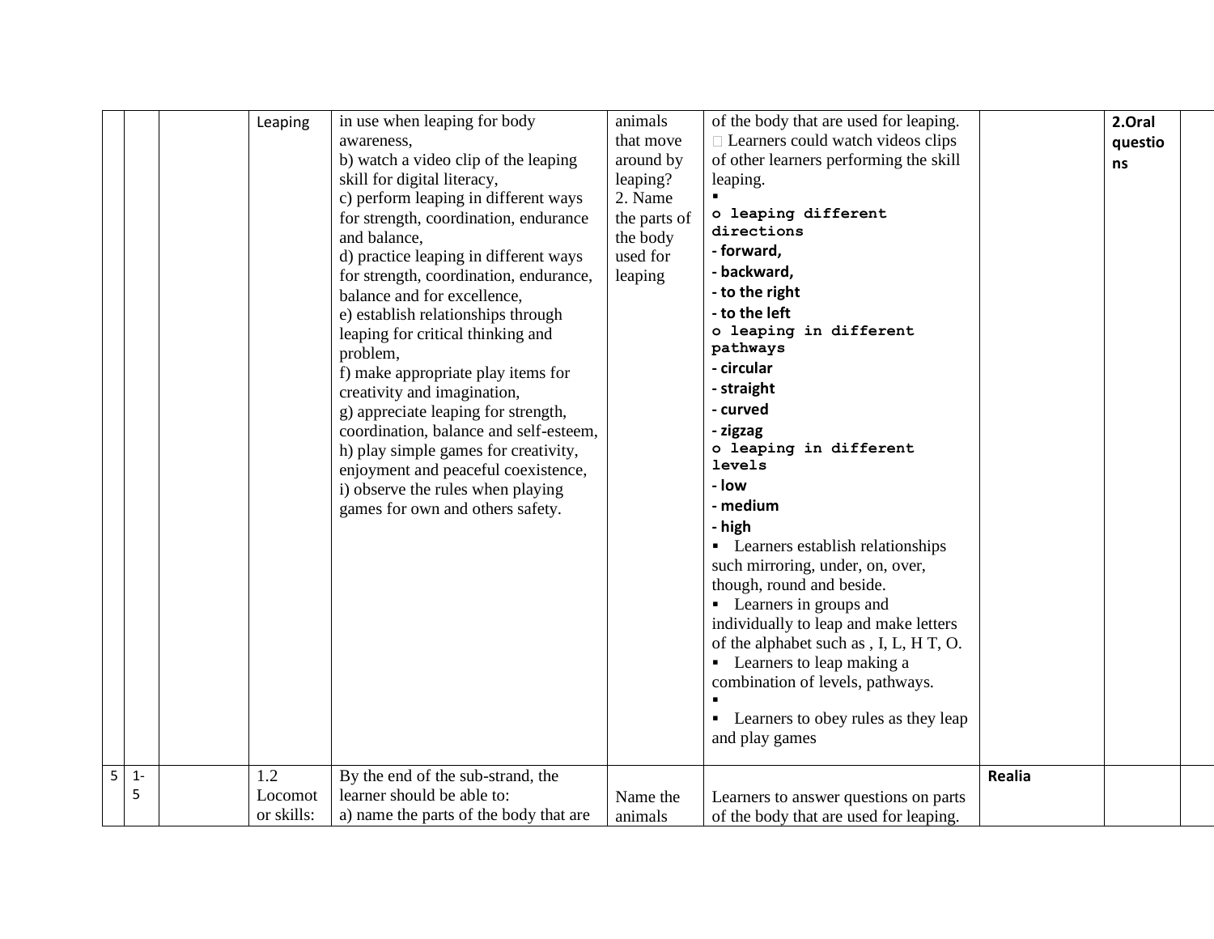| | | | Leaping | in use when leaping for body awareness,<br>b) watch a video clip of the leaping skill for digital literacy,<br>c) perform leaping in different ways for strength, coordination, endurance and balance,<br>d) practice leaping in different ways for strength, coordination, endurance, balance and for excellence,<br>e) establish relationships through leaping for critical thinking and problem,<br>f) make appropriate play items for creativity and imagination,<br>g) appreciate leaping for strength, coordination, balance and self-esteem,<br>h) play simple games for creativity, enjoyment and peaceful coexistence,<br>i) observe the rules when playing games for own and others safety. | animals that move around by leaping?<br>2. Name the parts of the body used for leaping | of the body that are used for leaping.<br> Learners could watch videos clips of other learners performing the skill leaping.<br>▪<br>**o leaping different directions**<br>**- forward,**<br>**- backward,**<br>**- to the right**<br>**- to the left**<br>**o leaping in different pathways**<br>**- circular**<br>**- straight**<br>**- curved**<br>**- zigzag**<br>**o leaping in different levels**<br>**- low**<br>**- medium**<br>**- high**<br>▪ Learners establish relationships such mirroring, under, on, over, though, round and beside.<br>▪ Learners in groups and individually to leap and make letters of the alphabet such as , I, L, H T, O.<br>▪ Learners to leap making a combination of levels, pathways.<br>▪<br>▪ Learners to obey rules as they leap and play games | | **2.Oral questions** | |
|---|---|---|---|---|---|---|---|---|---|
| 5 | 1-5 | | 1.2 Locomotor skills: | By the end of the sub-strand, the learner should be able to:<br>a) name the parts of the body that are | Name the animals | Learners to answer questions on parts of the body that are used for leaping. | **Realia** | | |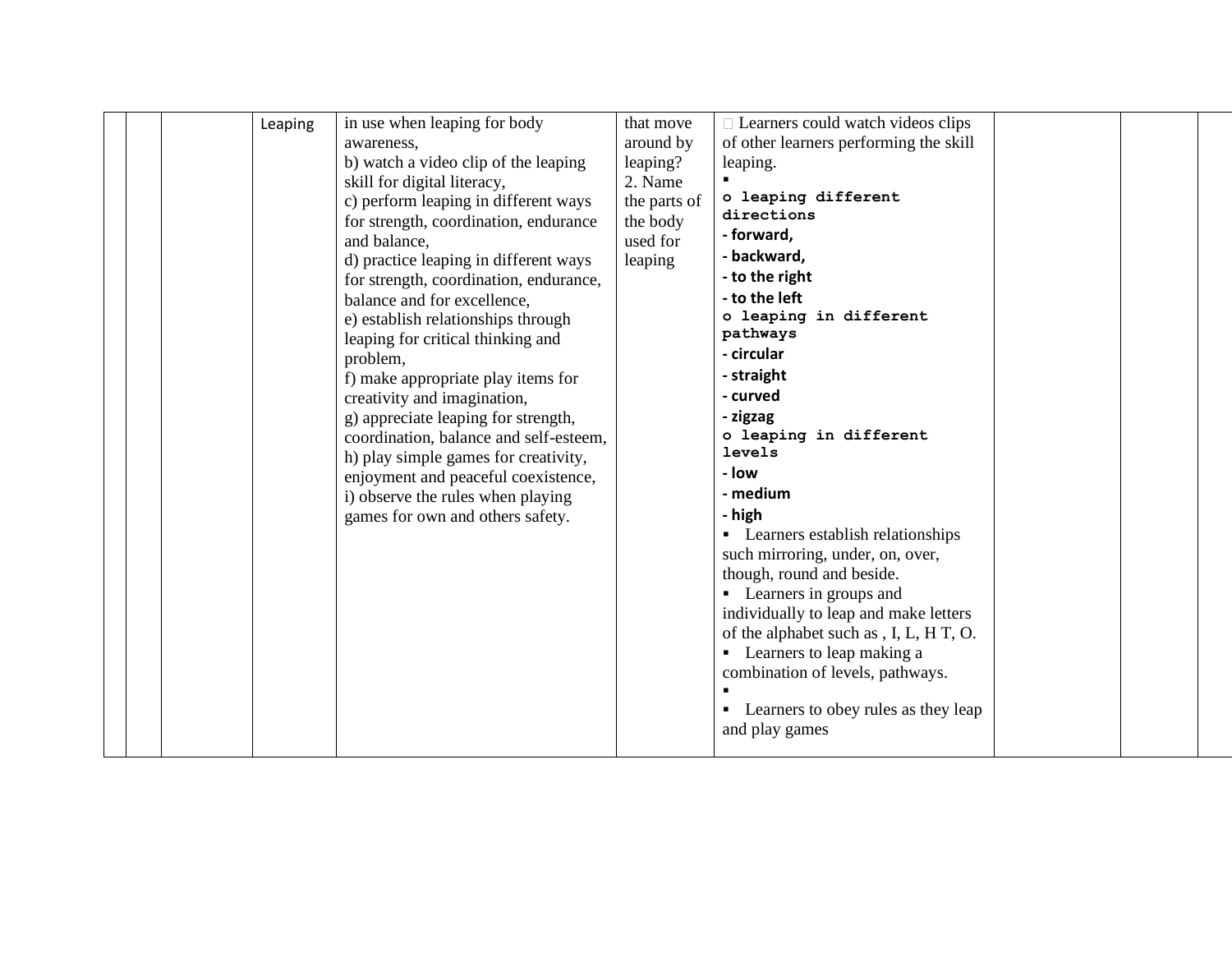|  |  |  | Leaping | in use when leaping for body awareness,<br>b) watch a video clip of the leaping skill for digital literacy,<br>c) perform leaping in different ways for strength, coordination, endurance and balance,<br>d) practice leaping in different ways for strength, coordination, endurance, balance and for excellence,<br>e) establish relationships through leaping for critical thinking and problem,<br>f) make appropriate play items for creativity and imagination,<br>g) appreciate leaping for strength, coordination, balance and self-esteem,<br>h) play simple games for creativity, enjoyment and peaceful coexistence,<br>i) observe the rules when playing games for own and others safety. | that move around by leaping?<br>2. Name the parts of the body used for leaping | Learners could watch videos clips of other learners performing the skill leaping.<br>▪<br>o **leaping different directions**<br>**- forward,**<br>**- backward,**<br>**- to the right**<br>**- to the left**<br>o **leaping in different pathways**<br>**- circular**<br>**- straight**<br>**- curved**<br>**- zigzag**<br>o **leaping in different levels**<br>**- low**<br>**- medium**<br>**- high**<br>▪ Learners establish relationships such mirroring, under, on, over, though, round and beside.<br>▪ Learners in groups and individually to leap and make letters of the alphabet such as , I, L, H T, O.<br>▪ Learners to leap making a combination of levels, pathways.<br>▪<br>▪ Learners to obey rules as they leap and play games |  |  |  |
|---|---|---|---|---|---|---|---|---|---|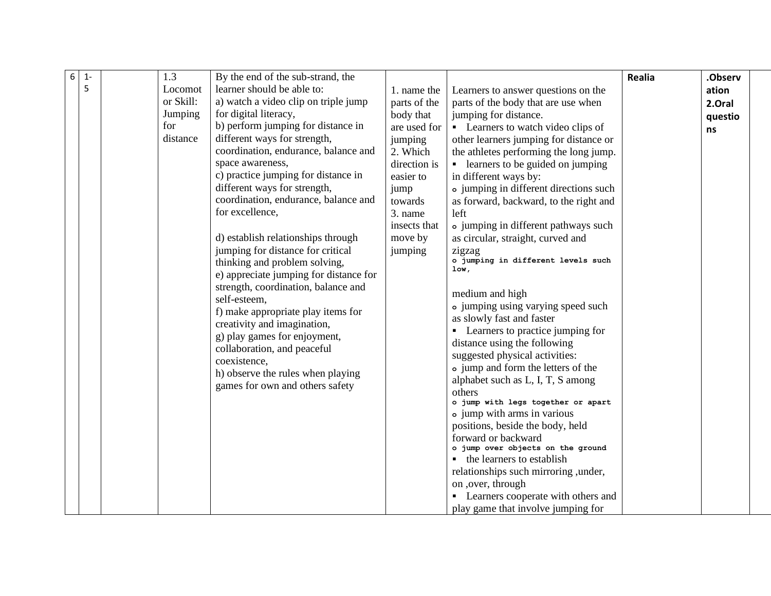| 6 | 1-5 | | 1.3 Locomotor Skill: Jumping for distance | By the end of the sub-strand, the learner should be able to:<br>a) watch a video clip on triple jump for digital literacy,<br>b) perform jumping for distance in different ways for strength, coordination, endurance, balance and space awareness,<br>c) practice jumping for distance in different ways for strength, coordination, endurance, balance and for excellence,<br><br>d) establish relationships through jumping for distance for critical thinking and problem solving,<br>e) appreciate jumping for distance for strength, coordination, balance and self-esteem,<br>f) make appropriate play items for creativity and imagination,<br>g) play games for enjoyment, collaboration, and peaceful coexistence,<br>h) observe the rules when playing games for own and others safety | 1. name the parts of the body that are used for jumping<br>2. Which direction is easier to jump towards<br>3. name insects that move by jumping | Learners to answer questions on the parts of the body that are use when jumping for distance.<br>▪ Learners to watch video clips of other learners jumping for distance or the athletes performing the long jump.<br>▪ learners to be guided on jumping in different ways by:<br>o jumping in different directions such as forward, backward, to the right and left<br>o jumping in different pathways such as circular, straight, curved and zigzag<br>o jumping in different levels such low,<br><br>medium and high<br>o jumping using varying speed such as slowly fast and faster<br>▪ Learners to practice jumping for distance using the following suggested physical activities:<br>o jump and form the letters of the alphabet such as L, I, T, S among others<br>o jump with legs together or apart<br>o jump with arms in various positions, beside the body, held forward or backward<br>o jump over objects on the ground<br>▪ the learners to establish relationships such mirroring ,under, on ,over, through<br>▪ Learners cooperate with others and play game that involve jumping for | **Realia** | **.Observation<br>2.Oral questions** | |
|---|---|---|---|---|---|---|---|---|---|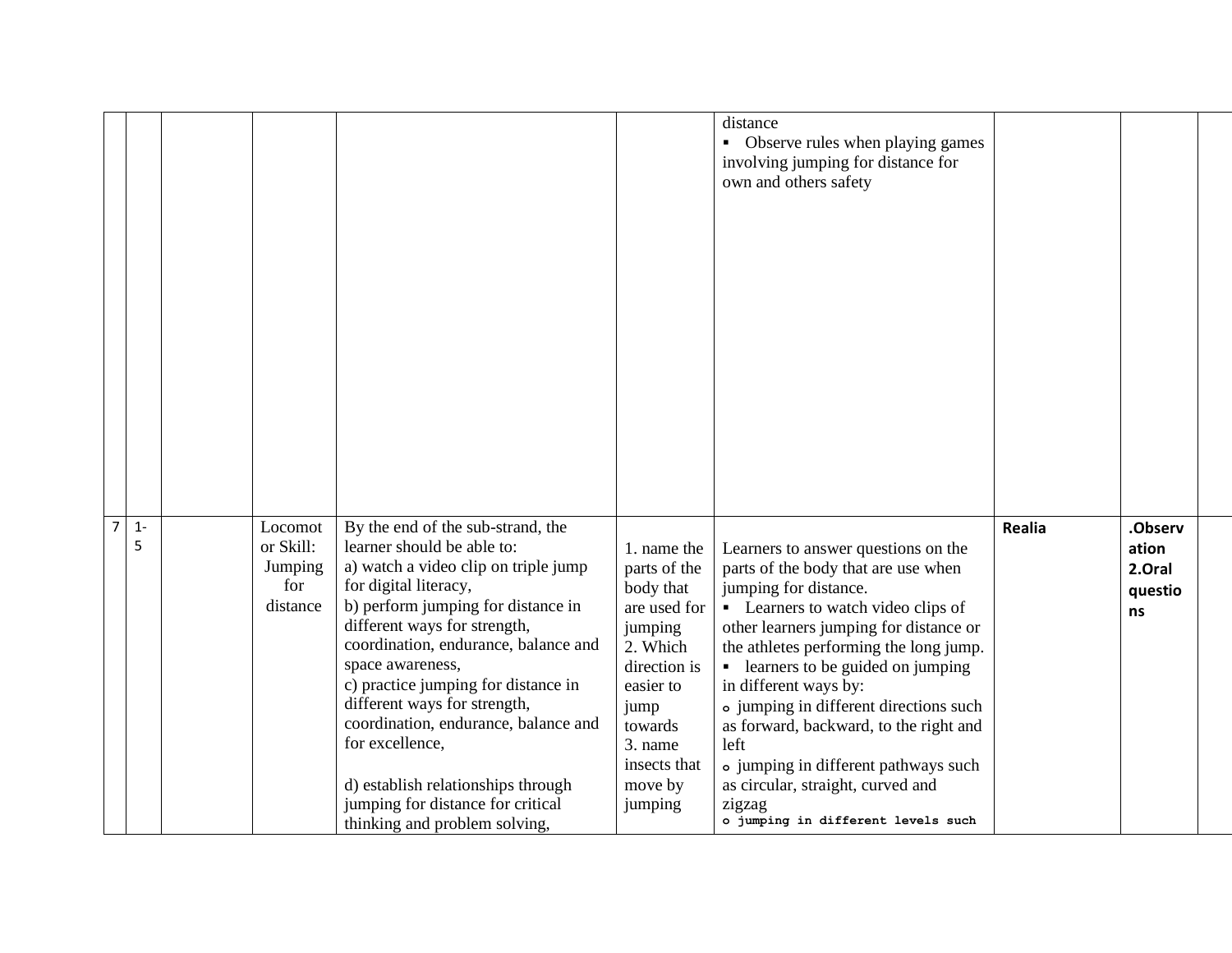| | | | | | | | | | |
|---|---|---|---|---|---|---|---|---|---|
| | | | | | | distance<br>▪ Observe rules when playing games involving jumping for distance for own and others safety | | | |
| 7 | 1-5 | | Locomotor Skill: Jumping for distance | By the end of the sub-strand, the learner should be able to:<br>a) watch a video clip on triple jump for digital literacy,<br>b) perform jumping for distance in different ways for strength, coordination, endurance, balance and space awareness,<br>c) practice jumping for distance in different ways for strength, coordination, endurance, balance and for excellence,<br><br>d) establish relationships through jumping for distance for critical thinking and problem solving, | 1. name the parts of the body that are used for jumping<br>2. Which direction is easier to jump towards<br>3. name insects that move by jumping | Learners to answer questions on the parts of the body that are use when jumping for distance.<br>▪ Learners to watch video clips of other learners jumping for distance or the athletes performing the long jump.<br>▪ learners to be guided on jumping in different ways by:<br>o jumping in different directions such as forward, backward, to the right and left<br>o jumping in different pathways such as circular, straight, curved and zigzag<br>o jumping in different levels such | **Realia** | **.Observation**<br>**2.Oral questions** | |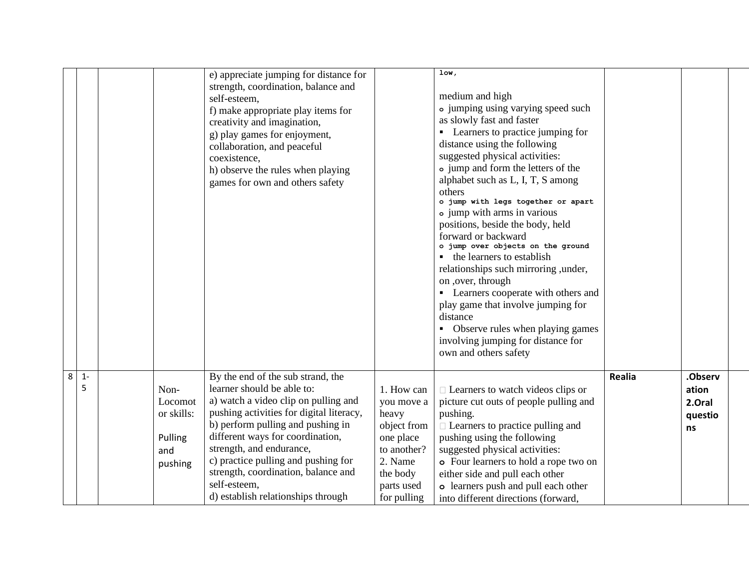|  |  |  |  |  |  |  |  |  |  |
|---|---|---|---|---|---|---|---|---|---|
|  |  |  |  | e) appreciate jumping for distance for strength, coordination, balance and self-esteem,<br>f) make appropriate play items for creativity and imagination,<br>g) play games for enjoyment, collaboration, and peaceful coexistence,<br>h) observe the rules when playing games for own and others safety |  | low,<br><br>medium and high<br>o jumping using varying speed such as slowly fast and faster<br>▪ Learners to practice jumping for distance using the following suggested physical activities:<br>o jump and form the letters of the alphabet such as L, I, T, S among others<br>o jump with legs together or apart<br>o jump with arms in various positions, beside the body, held forward or backward<br>o jump over objects on the ground<br>▪ the learners to establish relationships such mirroring ,under, on ,over, through<br>▪ Learners cooperate with others and play game that involve jumping for distance<br>▪ Observe rules when playing games involving jumping for distance for own and others safety |  |  |  |
| 8 | 1-5 |  | Non-Locomotor skills:<br><br>Pulling and pushing | By the end of the sub strand, the learner should be able to:<br>a) watch a video clip on pulling and pushing activities for digital literacy,<br>b) perform pulling and pushing in different ways for coordination, strength, and endurance,<br>c) practice pulling and pushing for strength, coordination, balance and self-esteem,<br>d) establish relationships through | 1. How can you move a heavy object from one place to another?<br>2. Name the body parts used for pulling | Learners to watch videos clips or picture cut outs of people pulling and pushing.<br>Learners to practice pulling and pushing using the following suggested physical activities:<br>o Four learners to hold a rope two on either side and pull each other<br>o learners push and pull each other into different directions (forward, | **Realia** | **.Observation**<br>**2.Oral questions** |  |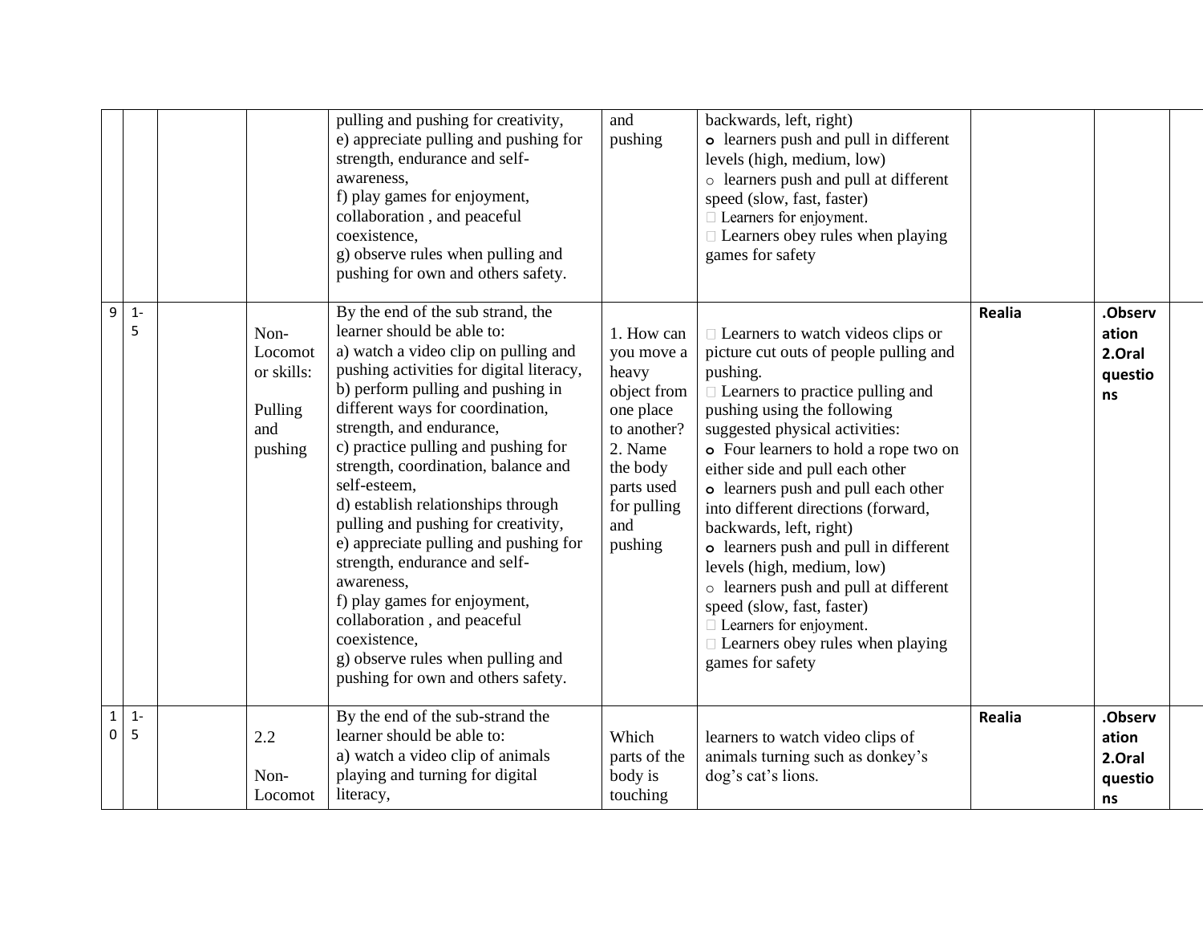|  |  |  |  |  |  |  |  |  |  |
|---|---|---|---|---|---|---|---|---|---|
|  |  |  |  | pulling and pushing for creativity,<br>e) appreciate pulling and pushing for strength, endurance and self-awareness,<br>f) play games for enjoyment, collaboration , and peaceful coexistence,<br>g) observe rules when pulling and pushing for own and others safety. | and pushing | backwards, left, right)<br>o learners push and pull in different levels (high, medium, low)<br>○ learners push and pull at different speed (slow, fast, faster)<br>□ Learners for enjoyment.<br>□ Learners obey rules when playing games for safety |  |  |  |
| 9 | 1-5 |  | Non-Locomotor skills:<br><br>Pulling and pushing | By the end of the sub strand, the learner should be able to:<br>a) watch a video clip on pulling and pushing activities for digital literacy,<br>b) perform pulling and pushing in different ways for coordination, strength, and endurance,<br>c) practice pulling and pushing for strength, coordination, balance and self-esteem,<br>d) establish relationships through pulling and pushing for creativity,<br>e) appreciate pulling and pushing for strength, endurance and self-awareness,<br>f) play games for enjoyment, collaboration , and peaceful coexistence,<br>g) observe rules when pulling and pushing for own and others safety. | 1. How can you move a heavy object from one place to another?<br>2. Name the body parts used for pulling and pushing | □ Learners to watch videos clips or picture cut outs of people pulling and pushing.<br>□ Learners to practice pulling and pushing using the following suggested physical activities:<br>o Four learners to hold a rope two on either side and pull each other<br>o learners push and pull each other into different directions (forward, backwards, left, right)<br>o learners push and pull in different levels (high, medium, low)<br>○ learners push and pull at different speed (slow, fast, faster)<br>□ Learners for enjoyment.<br>□ Learners obey rules when playing games for safety | **Realia** | **.Observation**<br>**2.Oral questions** |  |
| 10 | 1-5 |  | 2.2<br><br>Non-Locomot | By the end of the sub-strand the learner should be able to:<br>a) watch a video clip of animals playing and turning for digital literacy, | Which parts of the body is touching | learners to watch video clips of animals turning such as donkey's dog's cat's lions. | **Realia** | **.Observation**<br>**2.Oral questions** |  |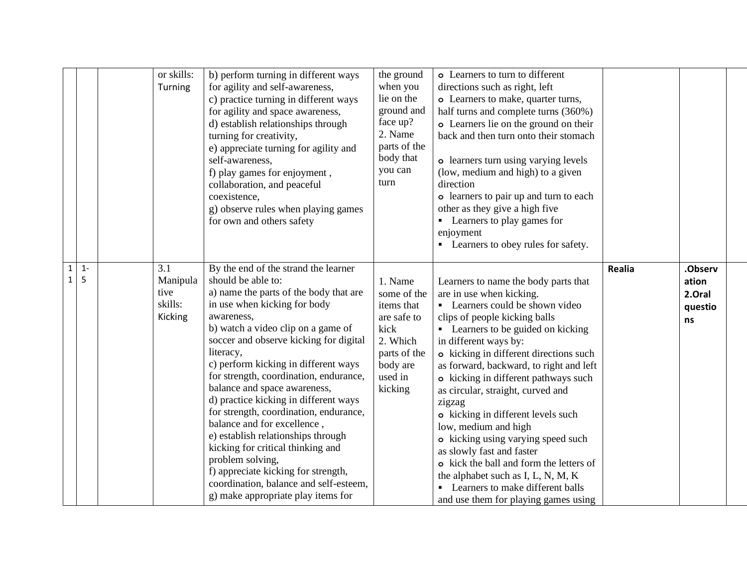| | | | | | | | | | |
|---|---|---|---|---|---|---|---|---|---|
| | | | or skills: Turning | b) perform turning in different ways for agility and self-awareness,<br>c) practice turning in different ways for agility and space awareness,<br>d) establish relationships through turning for creativity,<br>e) appreciate turning for agility and self-awareness,<br>f) play games for enjoyment , collaboration, and peaceful coexistence,<br>g) observe rules when playing games for own and others safety | the ground when you lie on the ground and face up?<br>2. Name parts of the body that you can turn | o Learners to turn to different directions such as right, left<br>o Learners to make, quarter turns, half turns and complete turns (360%)<br>o Learners lie on the ground on their back and then turn onto their stomach<br><br>o learners turn using varying levels (low, medium and high) to a given direction<br>o learners to pair up and turn to each other as they give a high five<br>▪ Learners to play games for enjoyment<br>▪ Learners to obey rules for safety. | | | |
| 1<br>1 | 1-<br>5 | | 3.1 Manipulative skills: Kicking | By the end of the strand the learner should be able to:<br>a) name the parts of the body that are in use when kicking for body awareness,<br>b) watch a video clip on a game of soccer and observe kicking for digital literacy,<br>c) perform kicking in different ways for strength, coordination, endurance, balance and space awareness,<br>d) practice kicking in different ways for strength, coordination, endurance, balance and for excellence ,<br>e) establish relationships through kicking for critical thinking and problem solving,<br>f) appreciate kicking for strength, coordination, balance and self-esteem,<br>g) make appropriate play items for | 1. Name some of the items that are safe to kick<br>2. Which parts of the body are used in kicking | Learners to name the body parts that are in use when kicking.<br>▪ Learners could be shown video clips of people kicking balls<br>▪ Learners to be guided on kicking in different ways by:<br>o kicking in different directions such as forward, backward, to right and left<br>o kicking in different pathways such as circular, straight, curved and zigzag<br>o kicking in different levels such low, medium and high<br>o kicking using varying speed such as slowly fast and faster<br>o kick the ball and form the letters of the alphabet such as I, L, N, M, K<br>▪ Learners to make different balls and use them for playing games using | **Realia** | **.Observation<br>2.Oral questions** | |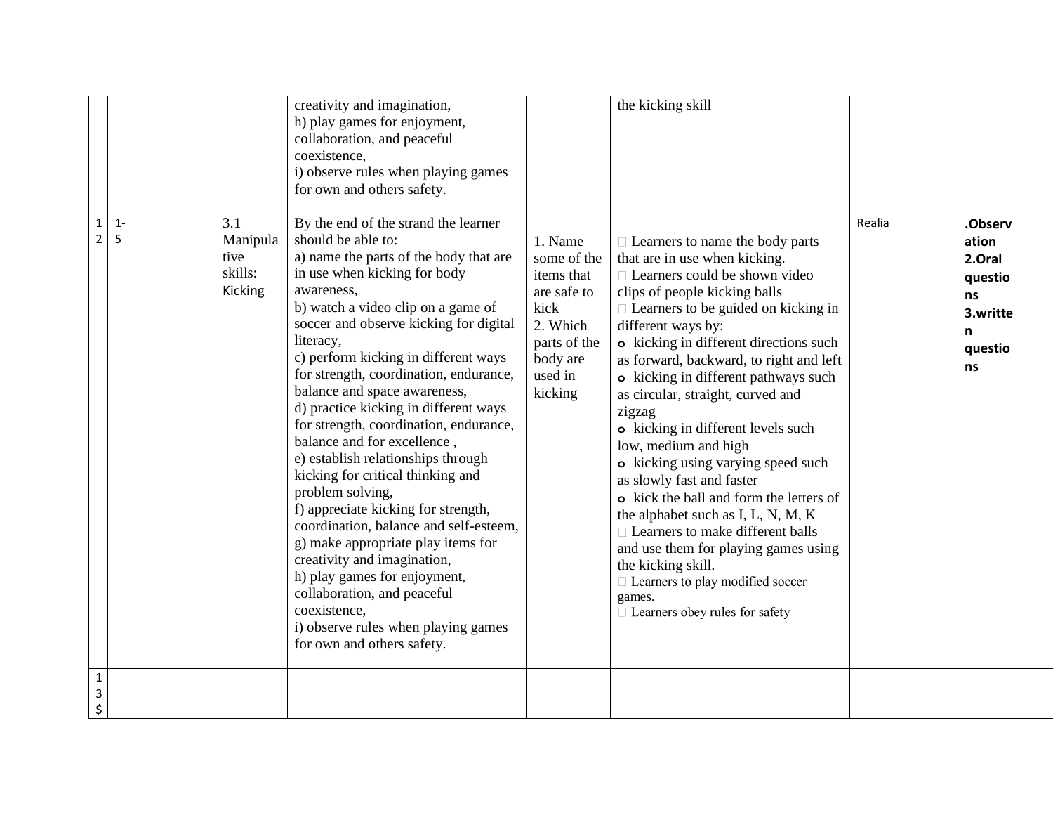| | | | | | | | | | |
|---|---|---|---|---|---|---|---|---|---|
| | | | | creativity and imagination,<br>h) play games for enjoyment, collaboration, and peaceful coexistence,<br>i) observe rules when playing games for own and others safety. | | the kicking skill | | | |
| 12 | 1-5 | | 3.1 Manipulative skills: Kicking | By the end of the strand the learner should be able to:<br>a) name the parts of the body that are in use when kicking for body awareness,<br>b) watch a video clip on a game of soccer and observe kicking for digital literacy,<br>c) perform kicking in different ways for strength, coordination, endurance, balance and space awareness,<br>d) practice kicking in different ways for strength, coordination, endurance, balance and for excellence ,<br>e) establish relationships through kicking for critical thinking and problem solving,<br>f) appreciate kicking for strength, coordination, balance and self-esteem,<br>g) make appropriate play items for creativity and imagination,<br>h) play games for enjoyment, collaboration, and peaceful coexistence,<br>i) observe rules when playing games for own and others safety. | 1. Name some of the items that are safe to kick<br>2. Which parts of the body are used in kicking | Learners to name the body parts that are in use when kicking.<br>Learners could be shown video clips of people kicking balls<br>Learners to be guided on kicking in different ways by:<br>o kicking in different directions such as forward, backward, to right and left<br>o kicking in different pathways such as circular, straight, curved and zigzag<br>o kicking in different levels such low, medium and high<br>o kicking using varying speed such as slowly fast and faster<br>o kick the ball and form the letters of the alphabet such as I, L, N, M, K<br>Learners to make different balls and use them for playing games using the kicking skill.<br>Learners to play modified soccer games.<br>Learners obey rules for safety | Realia | **.Observation**<br>**2.Oral questions**<br>**3.written questions** | |
| 13$ | | | | | | | | | |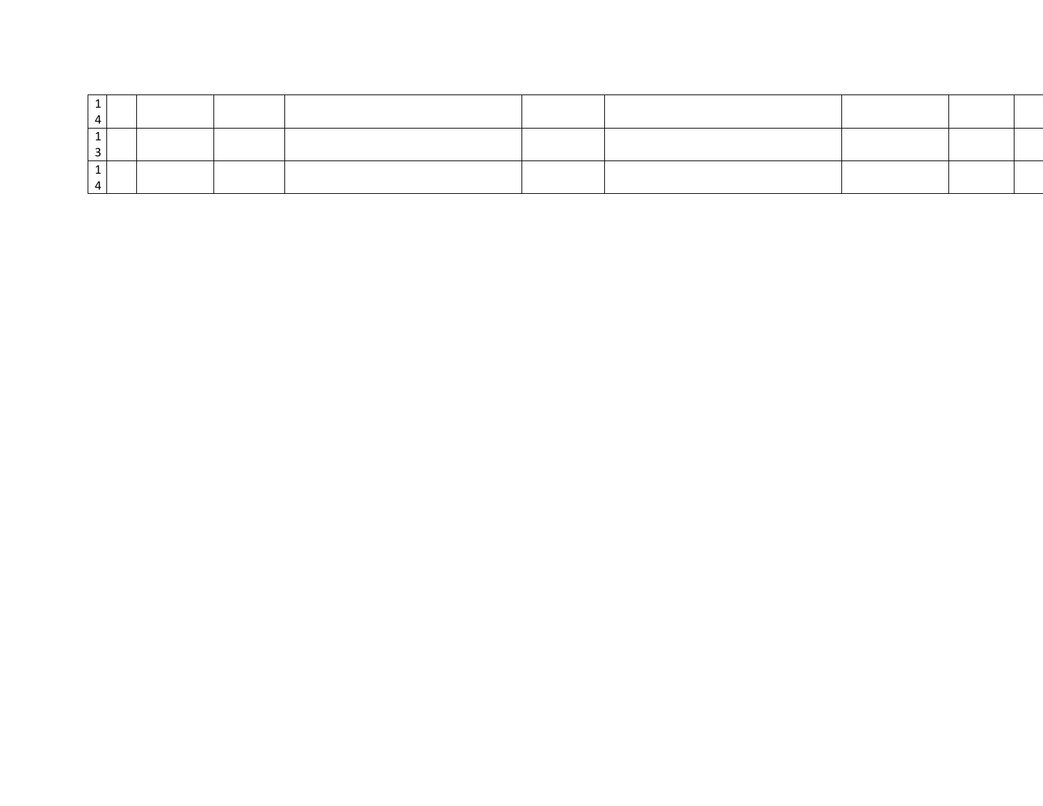| | | | | | | | | | |
|---|---|---|---|---|---|---|---|---|---|
| 14 | | | | | | | | | |
| 13 | | | | | | | | | |
| 14 | | | | | | | | | |